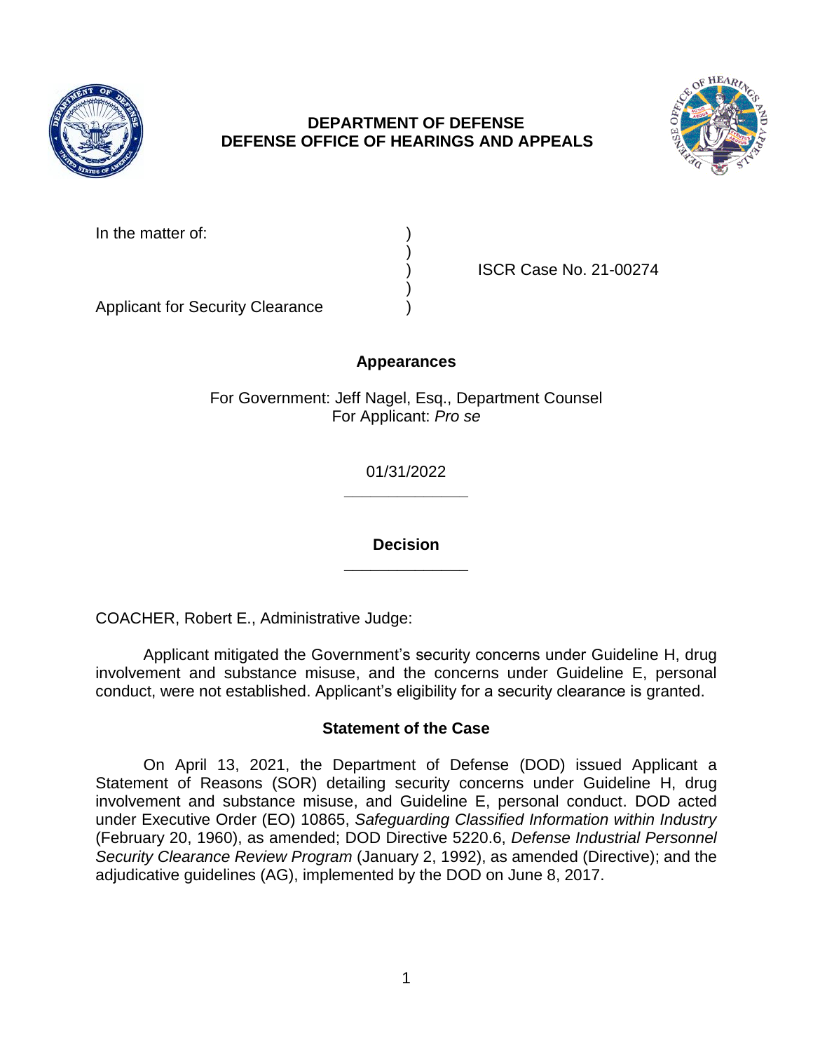**DEPARTMENT OF DEFENSE**
**DEFENSE OFFICE OF HEARINGS AND APPEALS**

| | | |
|---|---|---|
| In the matter of: | ) | |
| | ) | |
| | ) | ISCR Case No. 21-00274 |
| | ) | |
| Applicant for Security Clearance | ) | |

## Appearances

For Government: Jeff Nagel, Esq., Department Counsel
For Applicant: *Pro se*

01/31/2022

______________

## Decision

______________

COACHER, Robert E., Administrative Judge:

Applicant mitigated the Government's security concerns under Guideline H, drug involvement and substance misuse, and the concerns under Guideline E, personal conduct, were not established. Applicant's eligibility for a security clearance is granted.

## Statement of the Case

On April 13, 2021, the Department of Defense (DOD) issued Applicant a Statement of Reasons (SOR) detailing security concerns under Guideline H, drug involvement and substance misuse, and Guideline E, personal conduct. DOD acted under Executive Order (EO) 10865, *Safeguarding Classified Information within Industry* (February 20, 1960), as amended; DOD Directive 5220.6, *Defense Industrial Personnel Security Clearance Review Program* (January 2, 1992), as amended (Directive); and the adjudicative guidelines (AG), implemented by the DOD on June 8, 2017.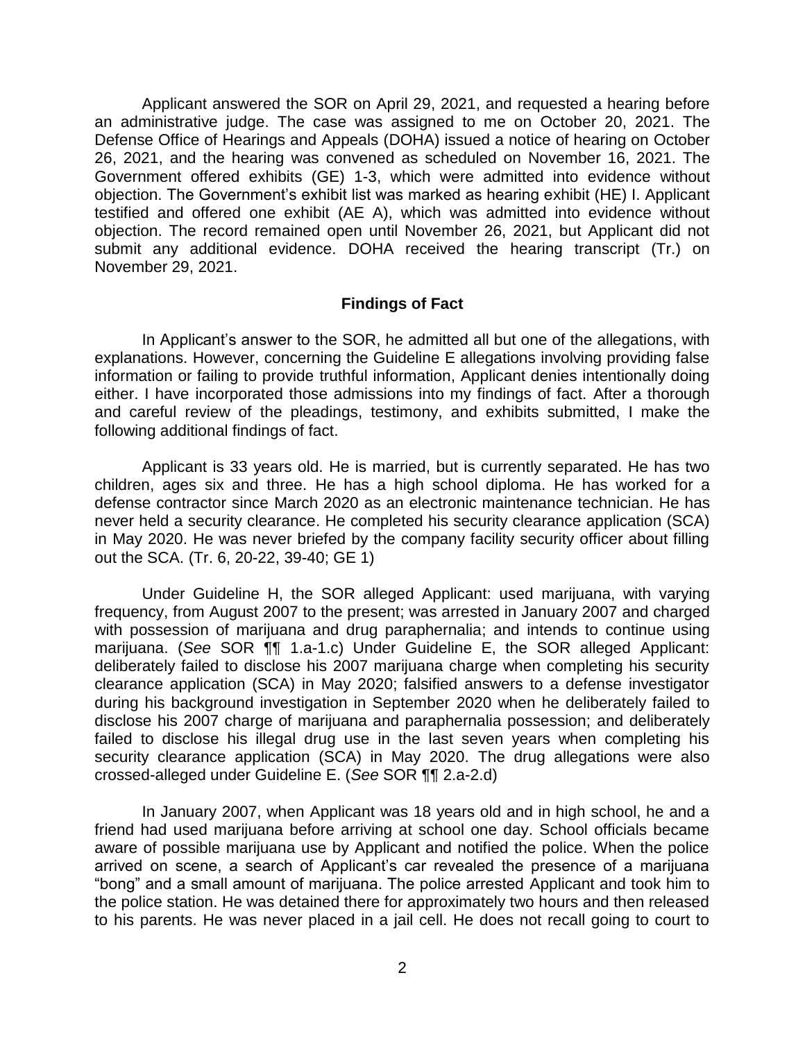Applicant answered the SOR on April 29, 2021, and requested a hearing before an administrative judge. The case was assigned to me on October 20, 2021. The Defense Office of Hearings and Appeals (DOHA) issued a notice of hearing on October 26, 2021, and the hearing was convened as scheduled on November 16, 2021. The Government offered exhibits (GE) 1-3, which were admitted into evidence without objection. The Government's exhibit list was marked as hearing exhibit (HE) I. Applicant testified and offered one exhibit (AE A), which was admitted into evidence without objection. The record remained open until November 26, 2021, but Applicant did not submit any additional evidence. DOHA received the hearing transcript (Tr.) on November 29, 2021.

## Findings of Fact

In Applicant's answer to the SOR, he admitted all but one of the allegations, with explanations. However, concerning the Guideline E allegations involving providing false information or failing to provide truthful information, Applicant denies intentionally doing either. I have incorporated those admissions into my findings of fact. After a thorough and careful review of the pleadings, testimony, and exhibits submitted, I make the following additional findings of fact.

Applicant is 33 years old. He is married, but is currently separated. He has two children, ages six and three. He has a high school diploma. He has worked for a defense contractor since March 2020 as an electronic maintenance technician. He has never held a security clearance. He completed his security clearance application (SCA) in May 2020. He was never briefed by the company facility security officer about filling out the SCA. (Tr. 6, 20-22, 39-40; GE 1)

Under Guideline H, the SOR alleged Applicant: used marijuana, with varying frequency, from August 2007 to the present; was arrested in January 2007 and charged with possession of marijuana and drug paraphernalia; and intends to continue using marijuana. (*See* SOR ¶¶ 1.a-1.c) Under Guideline E, the SOR alleged Applicant: deliberately failed to disclose his 2007 marijuana charge when completing his security clearance application (SCA) in May 2020; falsified answers to a defense investigator during his background investigation in September 2020 when he deliberately failed to disclose his 2007 charge of marijuana and paraphernalia possession; and deliberately failed to disclose his illegal drug use in the last seven years when completing his security clearance application (SCA) in May 2020. The drug allegations were also crossed-alleged under Guideline E. (*See* SOR ¶¶ 2.a-2.d)

In January 2007, when Applicant was 18 years old and in high school, he and a friend had used marijuana before arriving at school one day. School officials became aware of possible marijuana use by Applicant and notified the police. When the police arrived on scene, a search of Applicant's car revealed the presence of a marijuana "bong" and a small amount of marijuana. The police arrested Applicant and took him to the police station. He was detained there for approximately two hours and then released to his parents. He was never placed in a jail cell. He does not recall going to court to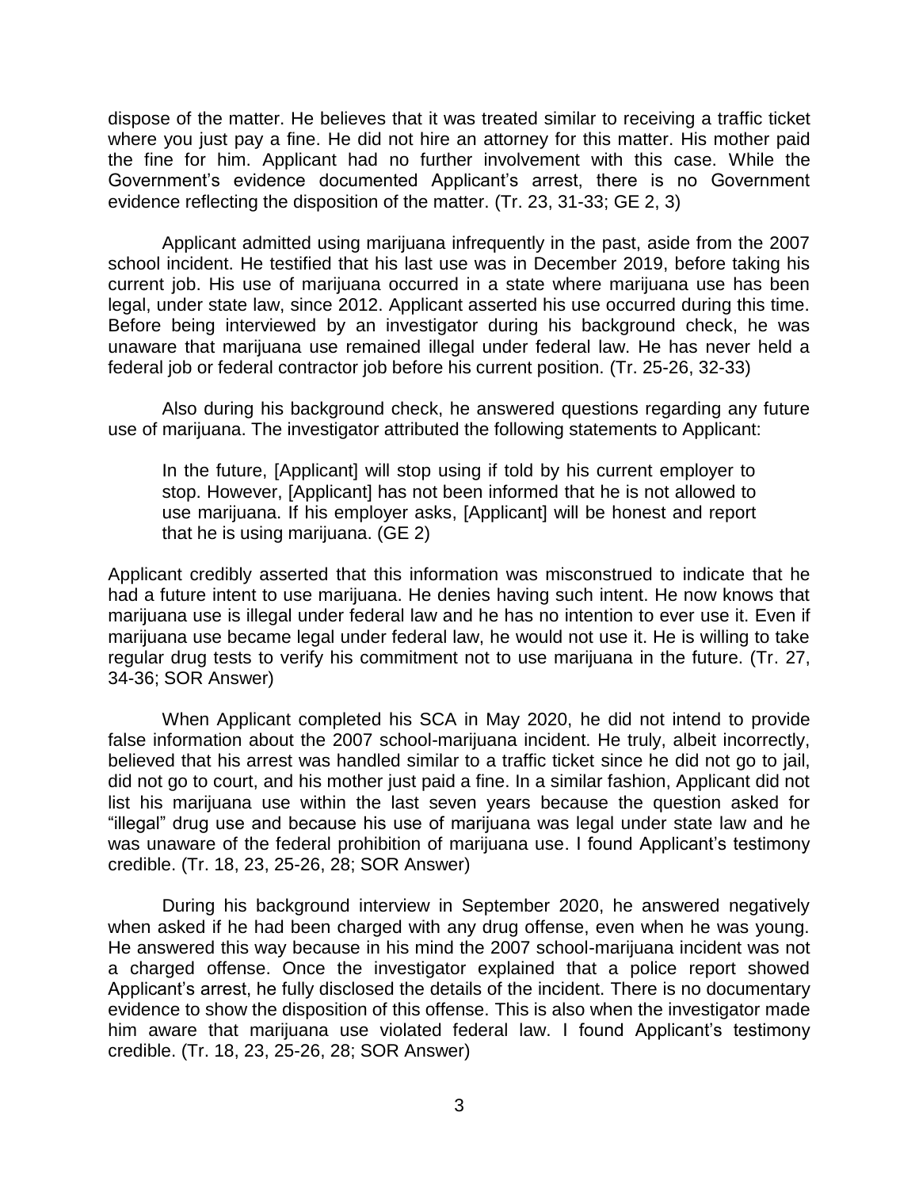dispose of the matter. He believes that it was treated similar to receiving a traffic ticket where you just pay a fine. He did not hire an attorney for this matter. His mother paid the fine for him. Applicant had no further involvement with this case. While the Government's evidence documented Applicant's arrest, there is no Government evidence reflecting the disposition of the matter. (Tr. 23, 31-33; GE 2, 3)

Applicant admitted using marijuana infrequently in the past, aside from the 2007 school incident. He testified that his last use was in December 2019, before taking his current job. His use of marijuana occurred in a state where marijuana use has been legal, under state law, since 2012. Applicant asserted his use occurred during this time. Before being interviewed by an investigator during his background check, he was unaware that marijuana use remained illegal under federal law. He has never held a federal job or federal contractor job before his current position. (Tr. 25-26, 32-33)

Also during his background check, he answered questions regarding any future use of marijuana. The investigator attributed the following statements to Applicant:

> In the future, [Applicant] will stop using if told by his current employer to stop. However, [Applicant] has not been informed that he is not allowed to use marijuana. If his employer asks, [Applicant] will be honest and report that he is using marijuana. (GE 2)

Applicant credibly asserted that this information was misconstrued to indicate that he had a future intent to use marijuana. He denies having such intent. He now knows that marijuana use is illegal under federal law and he has no intention to ever use it. Even if marijuana use became legal under federal law, he would not use it. He is willing to take regular drug tests to verify his commitment not to use marijuana in the future. (Tr. 27, 34-36; SOR Answer)

When Applicant completed his SCA in May 2020, he did not intend to provide false information about the 2007 school-marijuana incident. He truly, albeit incorrectly, believed that his arrest was handled similar to a traffic ticket since he did not go to jail, did not go to court, and his mother just paid a fine. In a similar fashion, Applicant did not list his marijuana use within the last seven years because the question asked for "illegal" drug use and because his use of marijuana was legal under state law and he was unaware of the federal prohibition of marijuana use. I found Applicant's testimony credible. (Tr. 18, 23, 25-26, 28; SOR Answer)

During his background interview in September 2020, he answered negatively when asked if he had been charged with any drug offense, even when he was young. He answered this way because in his mind the 2007 school-marijuana incident was not a charged offense. Once the investigator explained that a police report showed Applicant's arrest, he fully disclosed the details of the incident. There is no documentary evidence to show the disposition of this offense. This is also when the investigator made him aware that marijuana use violated federal law. I found Applicant's testimony credible. (Tr. 18, 23, 25-26, 28; SOR Answer)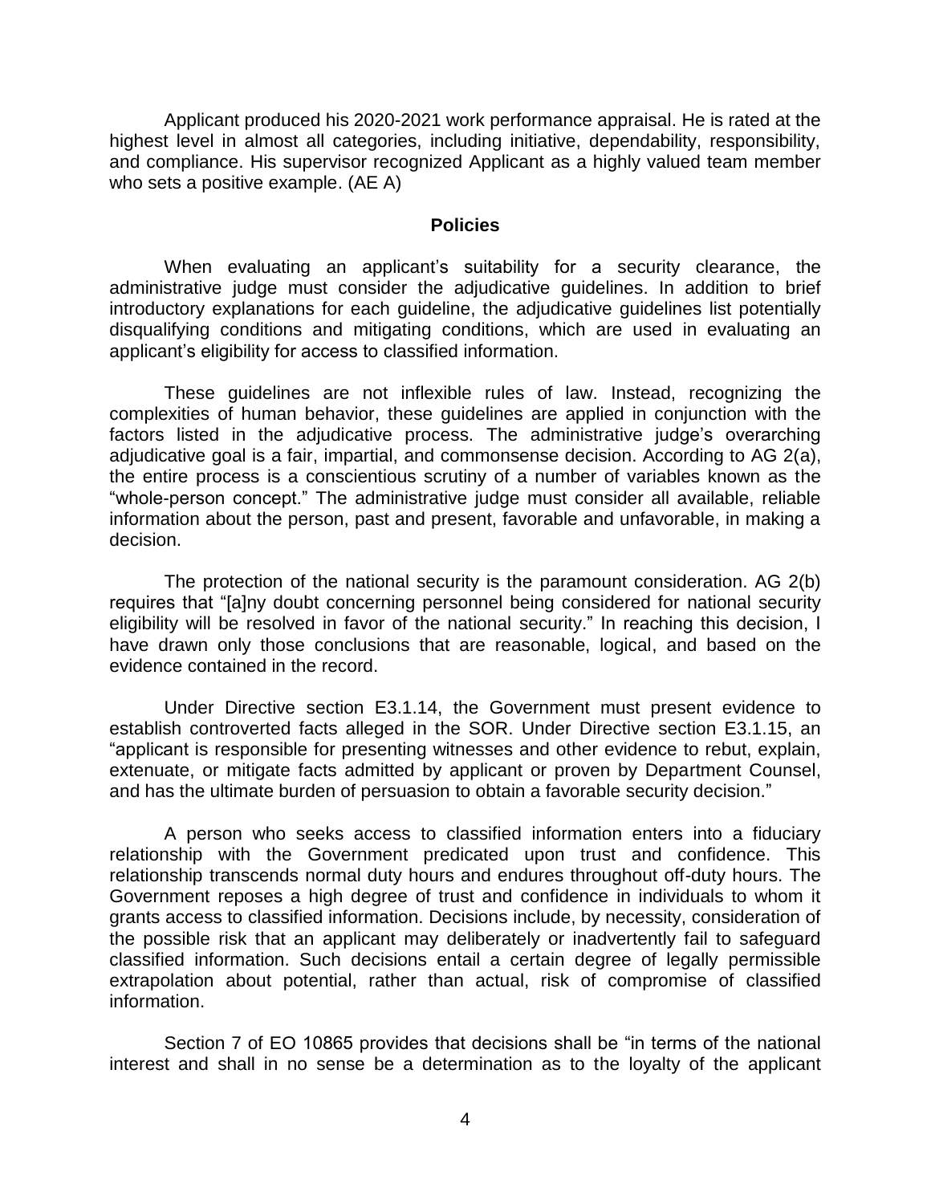Applicant produced his 2020-2021 work performance appraisal. He is rated at the highest level in almost all categories, including initiative, dependability, responsibility, and compliance. His supervisor recognized Applicant as a highly valued team member who sets a positive example. (AE A)

## Policies

When evaluating an applicant's suitability for a security clearance, the administrative judge must consider the adjudicative guidelines. In addition to brief introductory explanations for each guideline, the adjudicative guidelines list potentially disqualifying conditions and mitigating conditions, which are used in evaluating an applicant's eligibility for access to classified information.

These guidelines are not inflexible rules of law. Instead, recognizing the complexities of human behavior, these guidelines are applied in conjunction with the factors listed in the adjudicative process. The administrative judge's overarching adjudicative goal is a fair, impartial, and commonsense decision. According to AG 2(a), the entire process is a conscientious scrutiny of a number of variables known as the "whole-person concept." The administrative judge must consider all available, reliable information about the person, past and present, favorable and unfavorable, in making a decision.

The protection of the national security is the paramount consideration. AG 2(b) requires that "[a]ny doubt concerning personnel being considered for national security eligibility will be resolved in favor of the national security." In reaching this decision, I have drawn only those conclusions that are reasonable, logical, and based on the evidence contained in the record.

Under Directive section E3.1.14, the Government must present evidence to establish controverted facts alleged in the SOR. Under Directive section E3.1.15, an "applicant is responsible for presenting witnesses and other evidence to rebut, explain, extenuate, or mitigate facts admitted by applicant or proven by Department Counsel, and has the ultimate burden of persuasion to obtain a favorable security decision."

A person who seeks access to classified information enters into a fiduciary relationship with the Government predicated upon trust and confidence. This relationship transcends normal duty hours and endures throughout off-duty hours. The Government reposes a high degree of trust and confidence in individuals to whom it grants access to classified information. Decisions include, by necessity, consideration of the possible risk that an applicant may deliberately or inadvertently fail to safeguard classified information. Such decisions entail a certain degree of legally permissible extrapolation about potential, rather than actual, risk of compromise of classified information.

Section 7 of EO 10865 provides that decisions shall be "in terms of the national interest and shall in no sense be a determination as to the loyalty of the applicant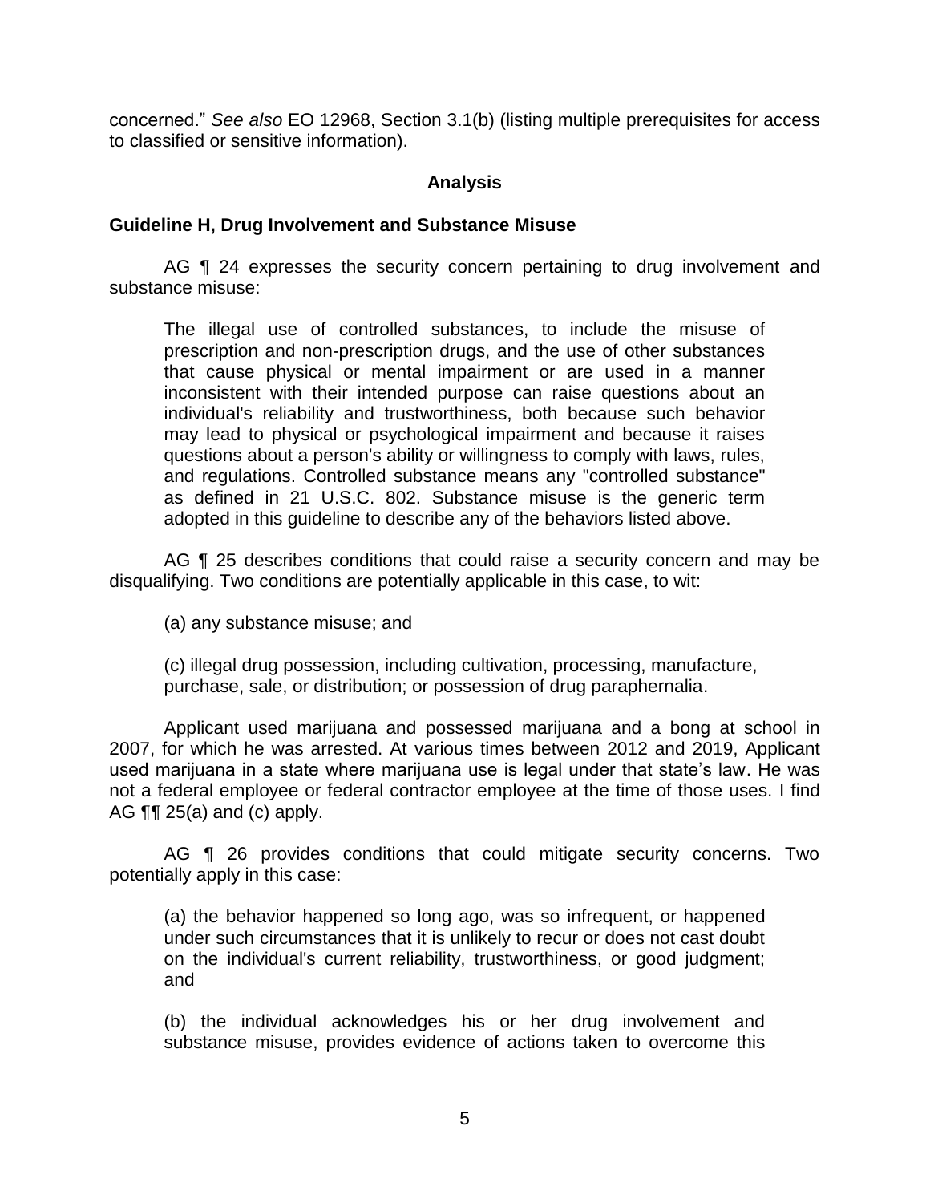concerned." *See also* EO 12968, Section 3.1(b) (listing multiple prerequisites for access to classified or sensitive information).

## Analysis

### Guideline H, Drug Involvement and Substance Misuse

AG ¶ 24 expresses the security concern pertaining to drug involvement and substance misuse:

> The illegal use of controlled substances, to include the misuse of prescription and non-prescription drugs, and the use of other substances that cause physical or mental impairment or are used in a manner inconsistent with their intended purpose can raise questions about an individual's reliability and trustworthiness, both because such behavior may lead to physical or psychological impairment and because it raises questions about a person's ability or willingness to comply with laws, rules, and regulations. Controlled substance means any "controlled substance" as defined in 21 U.S.C. 802. Substance misuse is the generic term adopted in this guideline to describe any of the behaviors listed above.

AG ¶ 25 describes conditions that could raise a security concern and may be disqualifying. Two conditions are potentially applicable in this case, to wit:

> (a) any substance misuse; and
>
> (c) illegal drug possession, including cultivation, processing, manufacture, purchase, sale, or distribution; or possession of drug paraphernalia.

Applicant used marijuana and possessed marijuana and a bong at school in 2007, for which he was arrested. At various times between 2012 and 2019, Applicant used marijuana in a state where marijuana use is legal under that state's law. He was not a federal employee or federal contractor employee at the time of those uses. I find AG ¶¶ 25(a) and (c) apply.

AG ¶ 26 provides conditions that could mitigate security concerns. Two potentially apply in this case:

> (a) the behavior happened so long ago, was so infrequent, or happened under such circumstances that it is unlikely to recur or does not cast doubt on the individual's current reliability, trustworthiness, or good judgment; and
>
> (b) the individual acknowledges his or her drug involvement and substance misuse, provides evidence of actions taken to overcome this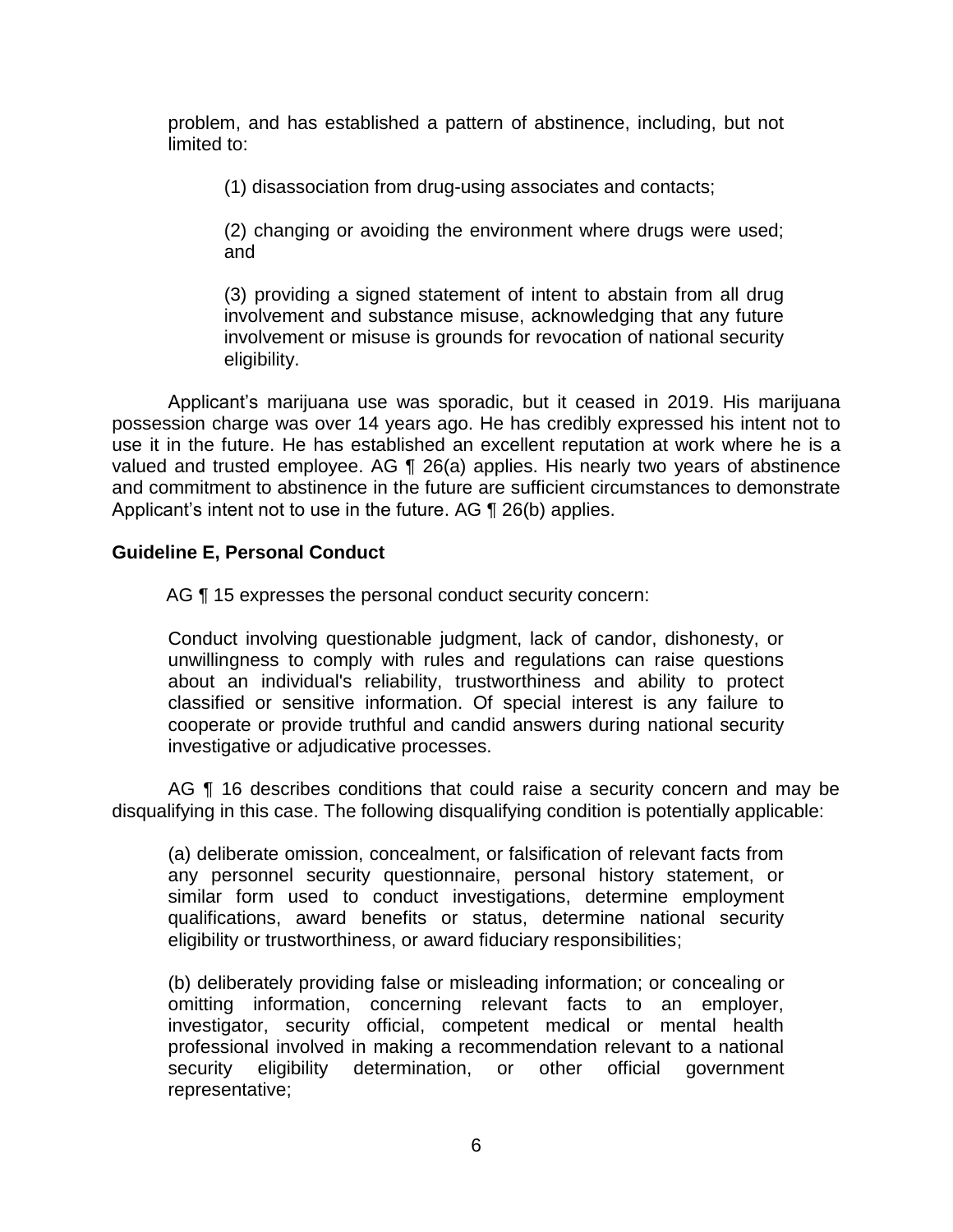problem, and has established a pattern of abstinence, including, but not limited to:

(1) disassociation from drug-using associates and contacts;

(2) changing or avoiding the environment where drugs were used; and

(3) providing a signed statement of intent to abstain from all drug involvement and substance misuse, acknowledging that any future involvement or misuse is grounds for revocation of national security eligibility.

Applicant's marijuana use was sporadic, but it ceased in 2019. His marijuana possession charge was over 14 years ago. He has credibly expressed his intent not to use it in the future. He has established an excellent reputation at work where he is a valued and trusted employee. AG ¶ 26(a) applies. His nearly two years of abstinence and commitment to abstinence in the future are sufficient circumstances to demonstrate Applicant's intent not to use in the future. AG ¶ 26(b) applies.

**Guideline E, Personal Conduct**

AG ¶ 15 expresses the personal conduct security concern:

Conduct involving questionable judgment, lack of candor, dishonesty, or unwillingness to comply with rules and regulations can raise questions about an individual's reliability, trustworthiness and ability to protect classified or sensitive information. Of special interest is any failure to cooperate or provide truthful and candid answers during national security investigative or adjudicative processes.

AG ¶ 16 describes conditions that could raise a security concern and may be disqualifying in this case. The following disqualifying condition is potentially applicable:

(a) deliberate omission, concealment, or falsification of relevant facts from any personnel security questionnaire, personal history statement, or similar form used to conduct investigations, determine employment qualifications, award benefits or status, determine national security eligibility or trustworthiness, or award fiduciary responsibilities;

(b) deliberately providing false or misleading information; or concealing or omitting information, concerning relevant facts to an employer, investigator, security official, competent medical or mental health professional involved in making a recommendation relevant to a national security eligibility determination, or other official government representative;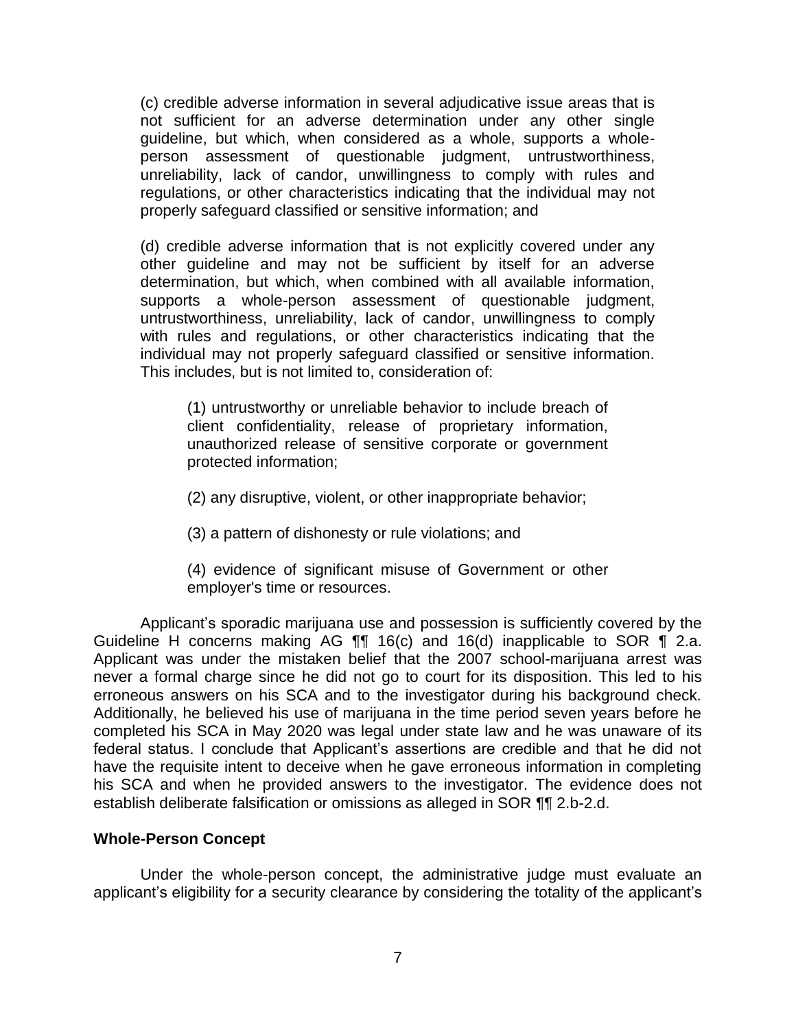(c) credible adverse information in several adjudicative issue areas that is not sufficient for an adverse determination under any other single guideline, but which, when considered as a whole, supports a whole-person assessment of questionable judgment, untrustworthiness, unreliability, lack of candor, unwillingness to comply with rules and regulations, or other characteristics indicating that the individual may not properly safeguard classified or sensitive information; and

(d) credible adverse information that is not explicitly covered under any other guideline and may not be sufficient by itself for an adverse determination, but which, when combined with all available information, supports a whole-person assessment of questionable judgment, untrustworthiness, unreliability, lack of candor, unwillingness to comply with rules and regulations, or other characteristics indicating that the individual may not properly safeguard classified or sensitive information. This includes, but is not limited to, consideration of:

> (1) untrustworthy or unreliable behavior to include breach of client confidentiality, release of proprietary information, unauthorized release of sensitive corporate or government protected information;
>
> (2) any disruptive, violent, or other inappropriate behavior;
>
> (3) a pattern of dishonesty or rule violations; and
>
> (4) evidence of significant misuse of Government or other employer's time or resources.

Applicant's sporadic marijuana use and possession is sufficiently covered by the Guideline H concerns making AG ¶¶ 16(c) and 16(d) inapplicable to SOR ¶ 2.a. Applicant was under the mistaken belief that the 2007 school-marijuana arrest was never a formal charge since he did not go to court for its disposition. This led to his erroneous answers on his SCA and to the investigator during his background check. Additionally, he believed his use of marijuana in the time period seven years before he completed his SCA in May 2020 was legal under state law and he was unaware of its federal status. I conclude that Applicant's assertions are credible and that he did not have the requisite intent to deceive when he gave erroneous information in completing his SCA and when he provided answers to the investigator. The evidence does not establish deliberate falsification or omissions as alleged in SOR ¶¶ 2.b-2.d.

## Whole-Person Concept

Under the whole-person concept, the administrative judge must evaluate an applicant's eligibility for a security clearance by considering the totality of the applicant's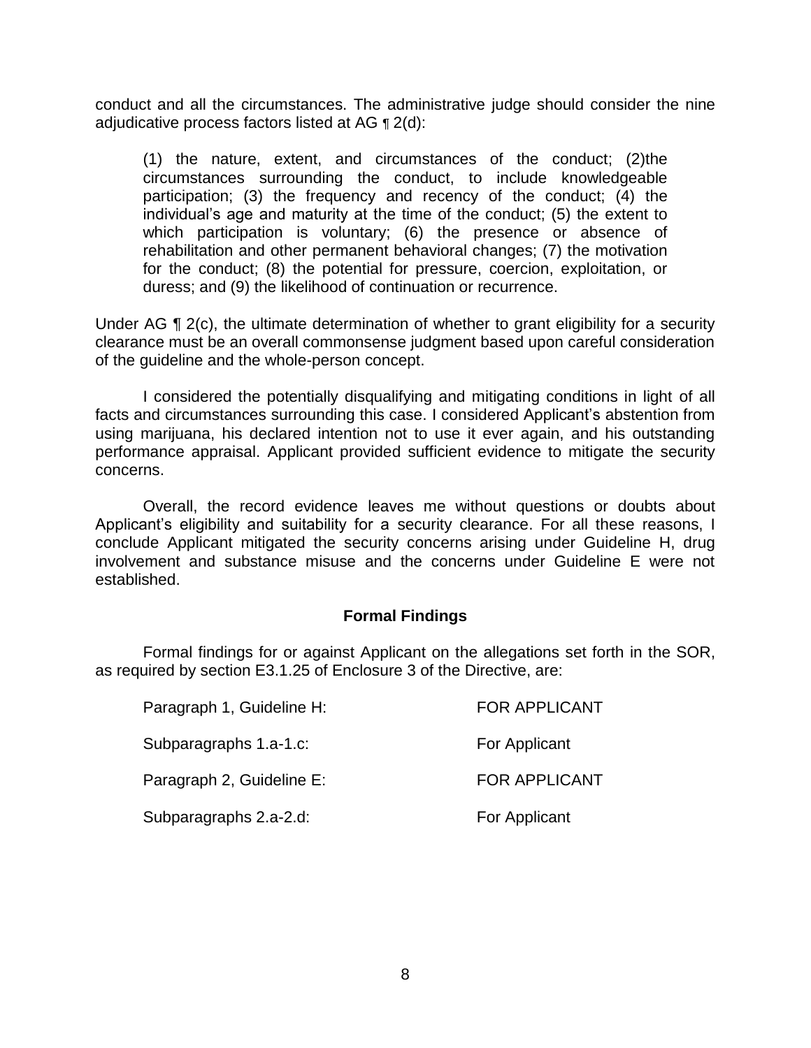conduct and all the circumstances. The administrative judge should consider the nine adjudicative process factors listed at AG ¶ 2(d):

> (1) the nature, extent, and circumstances of the conduct; (2)the circumstances surrounding the conduct, to include knowledgeable participation; (3) the frequency and recency of the conduct; (4) the individual's age and maturity at the time of the conduct; (5) the extent to which participation is voluntary; (6) the presence or absence of rehabilitation and other permanent behavioral changes; (7) the motivation for the conduct; (8) the potential for pressure, coercion, exploitation, or duress; and (9) the likelihood of continuation or recurrence.

Under AG ¶ 2(c), the ultimate determination of whether to grant eligibility for a security clearance must be an overall commonsense judgment based upon careful consideration of the guideline and the whole-person concept.

I considered the potentially disqualifying and mitigating conditions in light of all facts and circumstances surrounding this case. I considered Applicant's abstention from using marijuana, his declared intention not to use it ever again, and his outstanding performance appraisal. Applicant provided sufficient evidence to mitigate the security concerns.

Overall, the record evidence leaves me without questions or doubts about Applicant's eligibility and suitability for a security clearance. For all these reasons, I conclude Applicant mitigated the security concerns arising under Guideline H, drug involvement and substance misuse and the concerns under Guideline E were not established.

## Formal Findings

Formal findings for or against Applicant on the allegations set forth in the SOR, as required by section E3.1.25 of Enclosure 3 of the Directive, are:

| | |
|---|---|
| Paragraph 1, Guideline H: | FOR APPLICANT |
| Subparagraphs 1.a-1.c: | For Applicant |
| Paragraph 2, Guideline E: | FOR APPLICANT |
| Subparagraphs 2.a-2.d: | For Applicant |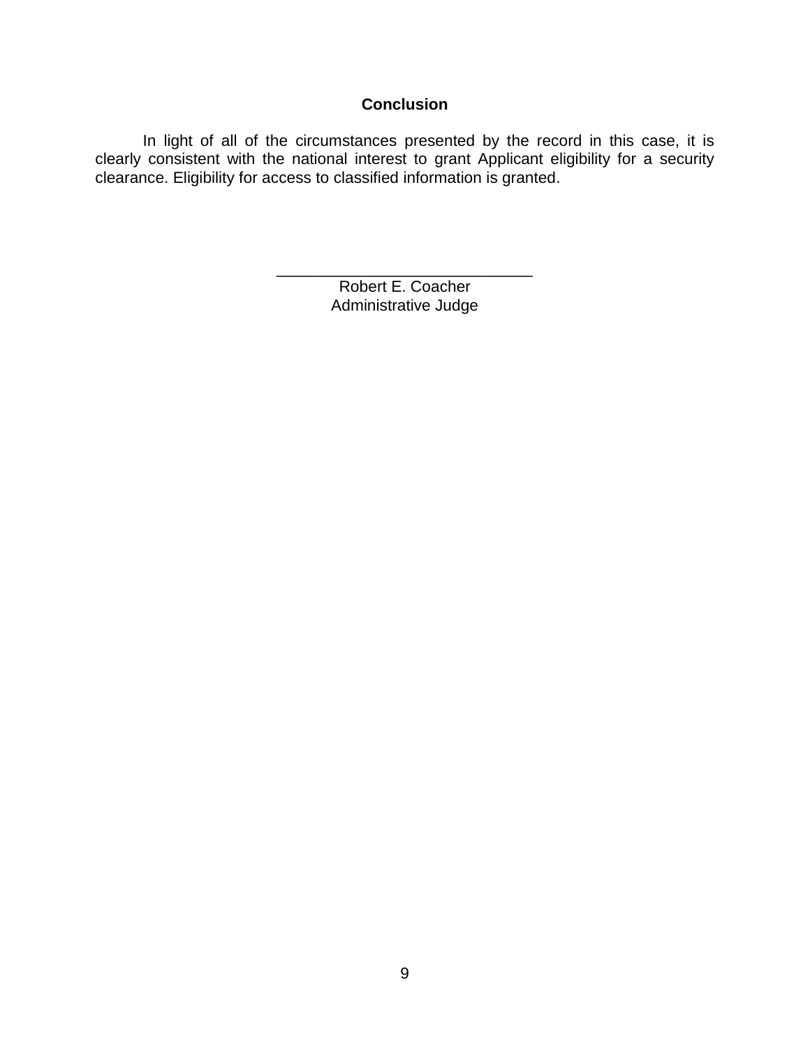## Conclusion

In light of all of the circumstances presented by the record in this case, it is clearly consistent with the national interest to grant Applicant eligibility for a security clearance. Eligibility for access to classified information is granted.

______________________________
Robert E. Coacher
Administrative Judge